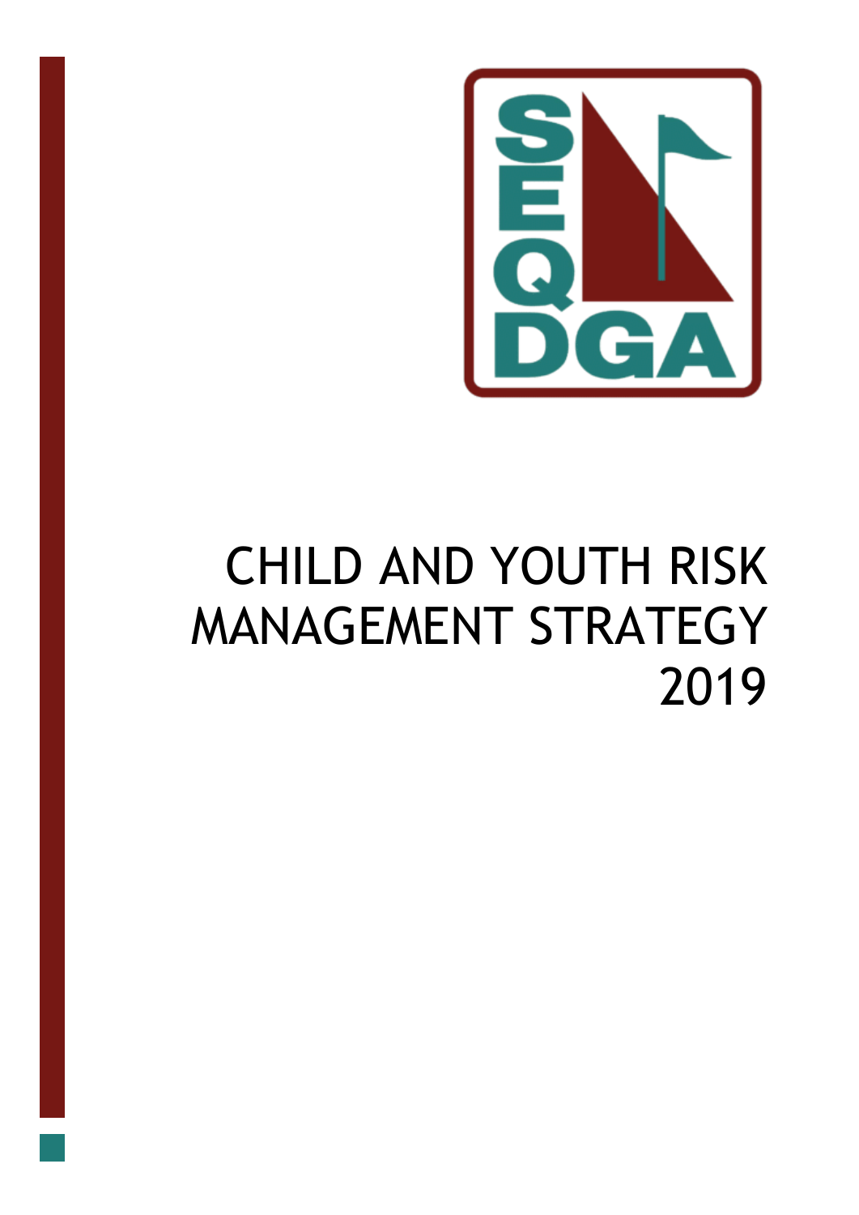SEQ DGA

# CHILD AND YOUTH RISK MANAGEMENT STRATEGY 2019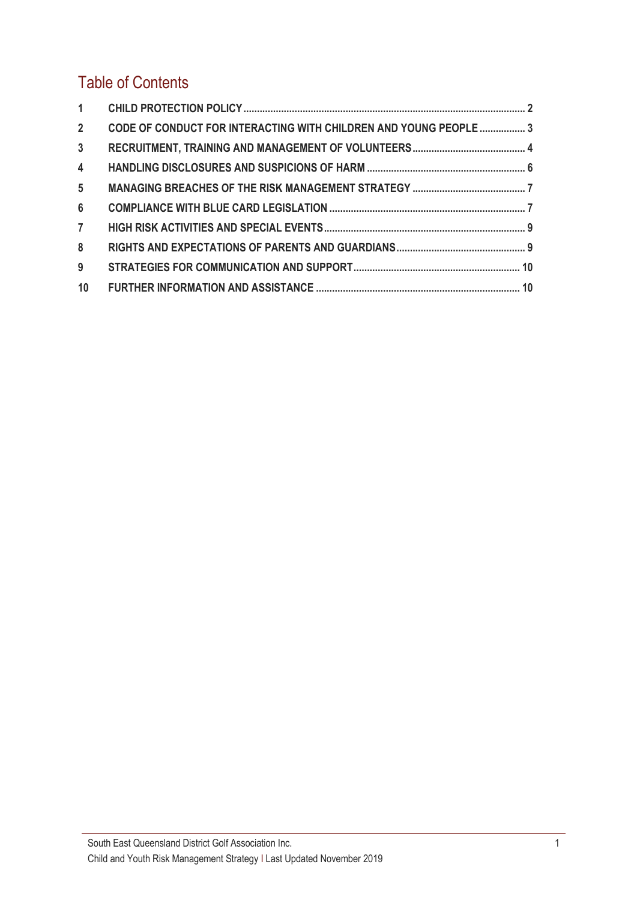# Table of Contents

| | | |
|---|---|---|
| 1 | CHILD PROTECTION POLICY | 2 |
| 2 | CODE OF CONDUCT FOR INTERACTING WITH CHILDREN AND YOUNG PEOPLE | 3 |
| 3 | RECRUITMENT, TRAINING AND MANAGEMENT OF VOLUNTEERS | 4 |
| 4 | HANDLING DISCLOSURES AND SUSPICIONS OF HARM | 6 |
| 5 | MANAGING BREACHES OF THE RISK MANAGEMENT STRATEGY | 7 |
| 6 | COMPLIANCE WITH BLUE CARD LEGISLATION | 7 |
| 7 | HIGH RISK ACTIVITIES AND SPECIAL EVENTS | 9 |
| 8 | RIGHTS AND EXPECTATIONS OF PARENTS AND GUARDIANS | 9 |
| 9 | STRATEGIES FOR COMMUNICATION AND SUPPORT | 10 |
| 10 | FURTHER INFORMATION AND ASSISTANCE | 10 |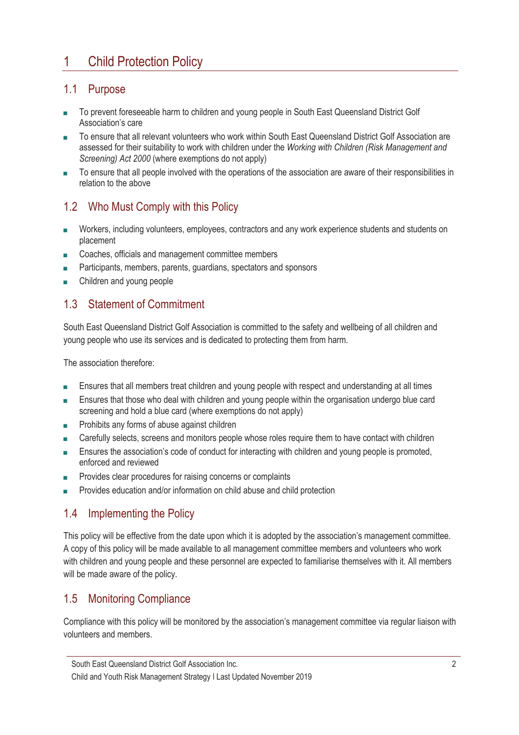# 1 Child Protection Policy

## 1.1 Purpose

- To prevent foreseeable harm to children and young people in South East Queensland District Golf Association's care
- To ensure that all relevant volunteers who work within South East Queensland District Golf Association are assessed for their suitability to work with children under the *Working with Children (Risk Management and Screening) Act 2000* (where exemptions do not apply)
- To ensure that all people involved with the operations of the association are aware of their responsibilities in relation to the above

## 1.2 Who Must Comply with this Policy

- Workers, including volunteers, employees, contractors and any work experience students and students on placement
- Coaches, officials and management committee members
- Participants, members, parents, guardians, spectators and sponsors
- Children and young people

## 1.3 Statement of Commitment

South East Queensland District Golf Association is committed to the safety and wellbeing of all children and young people who use its services and is dedicated to protecting them from harm.

The association therefore:

- Ensures that all members treat children and young people with respect and understanding at all times
- Ensures that those who deal with children and young people within the organisation undergo blue card screening and hold a blue card (where exemptions do not apply)
- Prohibits any forms of abuse against children
- Carefully selects, screens and monitors people whose roles require them to have contact with children
- Ensures the association's code of conduct for interacting with children and young people is promoted, enforced and reviewed
- Provides clear procedures for raising concerns or complaints
- Provides education and/or information on child abuse and child protection

## 1.4 Implementing the Policy

This policy will be effective from the date upon which it is adopted by the association's management committee. A copy of this policy will be made available to all management committee members and volunteers who work with children and young people and these personnel are expected to familiarise themselves with it. All members will be made aware of the policy.

## 1.5 Monitoring Compliance

Compliance with this policy will be monitored by the association's management committee via regular liaison with volunteers and members.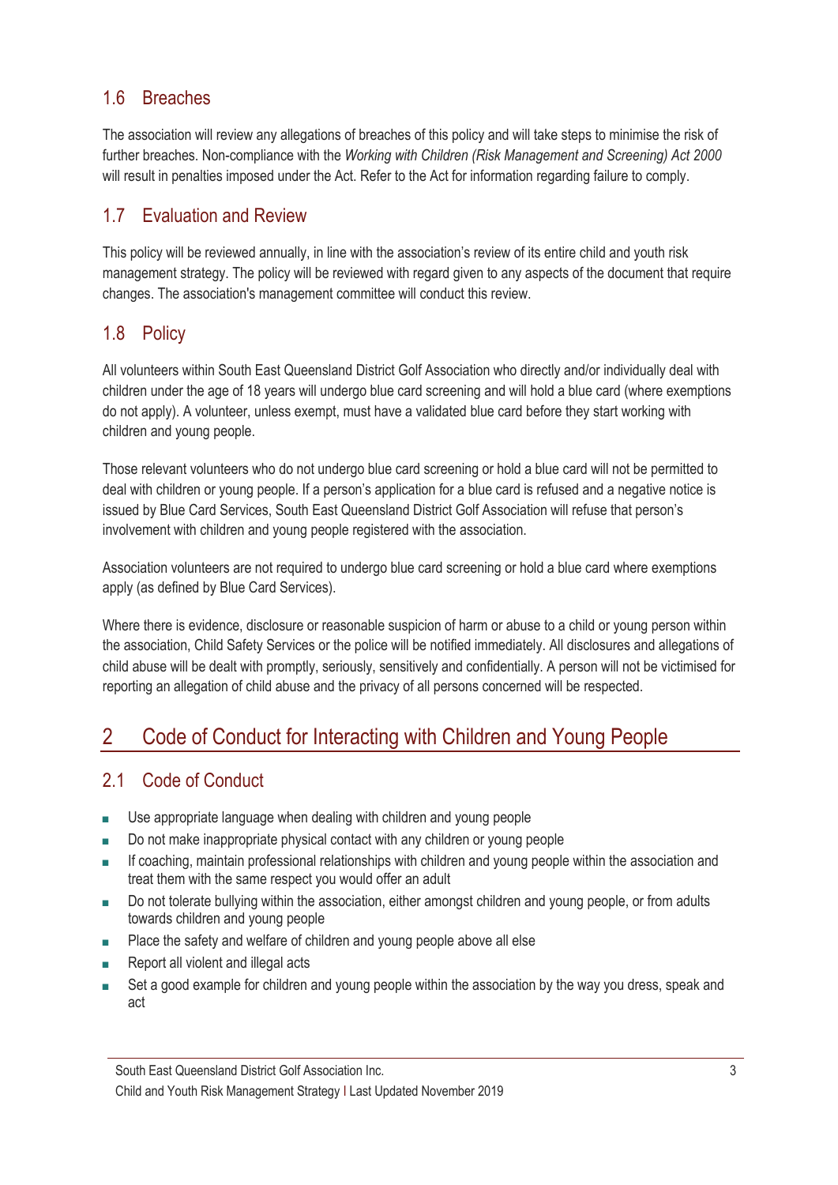## 1.6 Breaches

The association will review any allegations of breaches of this policy and will take steps to minimise the risk of further breaches. Non-compliance with the *Working with Children (Risk Management and Screening) Act 2000* will result in penalties imposed under the Act. Refer to the Act for information regarding failure to comply.

## 1.7 Evaluation and Review

This policy will be reviewed annually, in line with the association's review of its entire child and youth risk management strategy. The policy will be reviewed with regard given to any aspects of the document that require changes. The association's management committee will conduct this review.

## 1.8 Policy

All volunteers within South East Queensland District Golf Association who directly and/or individually deal with children under the age of 18 years will undergo blue card screening and will hold a blue card (where exemptions do not apply). A volunteer, unless exempt, must have a validated blue card before they start working with children and young people.

Those relevant volunteers who do not undergo blue card screening or hold a blue card will not be permitted to deal with children or young people. If a person's application for a blue card is refused and a negative notice is issued by Blue Card Services, South East Queensland District Golf Association will refuse that person's involvement with children and young people registered with the association.

Association volunteers are not required to undergo blue card screening or hold a blue card where exemptions apply (as defined by Blue Card Services).

Where there is evidence, disclosure or reasonable suspicion of harm or abuse to a child or young person within the association, Child Safety Services or the police will be notified immediately. All disclosures and allegations of child abuse will be dealt with promptly, seriously, sensitively and confidentially. A person will not be victimised for reporting an allegation of child abuse and the privacy of all persons concerned will be respected.

# 2 Code of Conduct for Interacting with Children and Young People

## 2.1 Code of Conduct

- Use appropriate language when dealing with children and young people
- Do not make inappropriate physical contact with any children or young people
- If coaching, maintain professional relationships with children and young people within the association and treat them with the same respect you would offer an adult
- Do not tolerate bullying within the association, either amongst children and young people, or from adults towards children and young people
- Place the safety and welfare of children and young people above all else
- Report all violent and illegal acts
- Set a good example for children and young people within the association by the way you dress, speak and act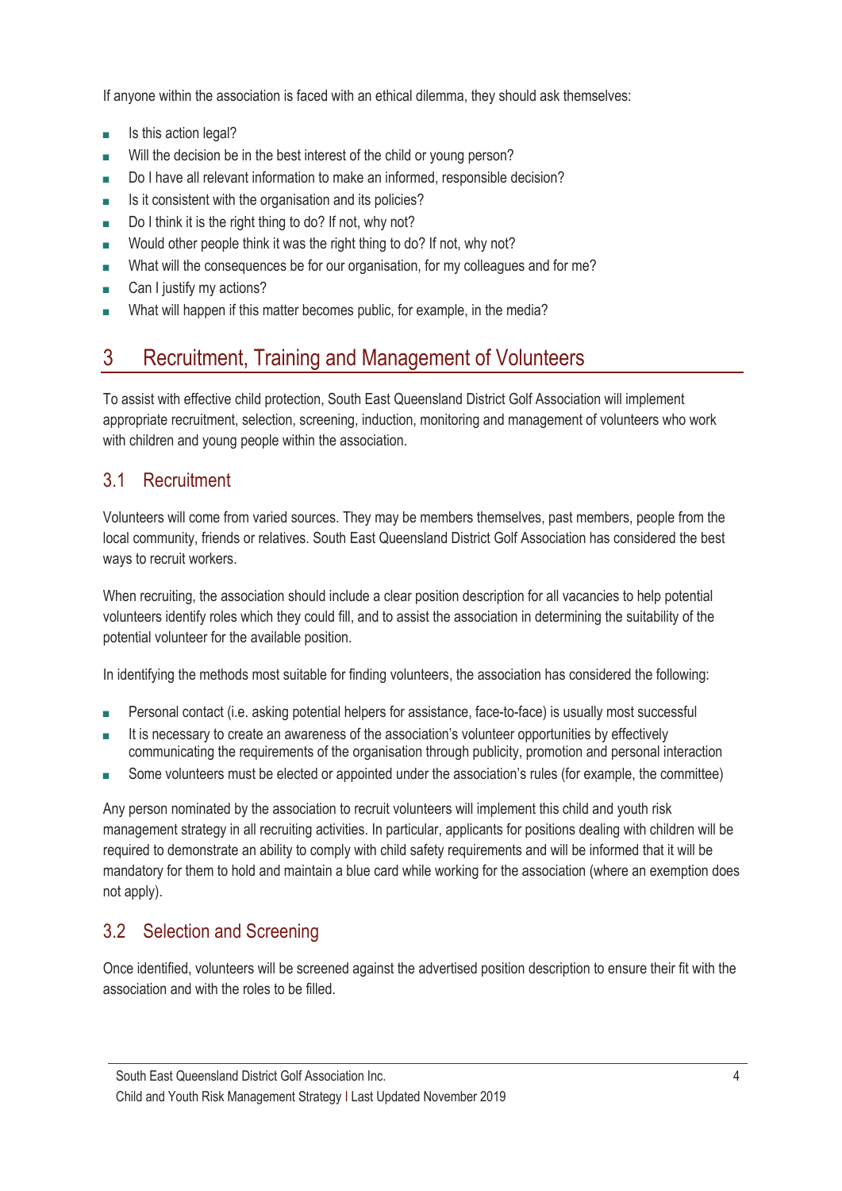If anyone within the association is faced with an ethical dilemma, they should ask themselves:

- Is this action legal?
- Will the decision be in the best interest of the child or young person?
- Do I have all relevant information to make an informed, responsible decision?
- Is it consistent with the organisation and its policies?
- Do I think it is the right thing to do? If not, why not?
- Would other people think it was the right thing to do? If not, why not?
- What will the consequences be for our organisation, for my colleagues and for me?
- Can I justify my actions?
- What will happen if this matter becomes public, for example, in the media?

# 3 Recruitment, Training and Management of Volunteers

To assist with effective child protection, South East Queensland District Golf Association will implement appropriate recruitment, selection, screening, induction, monitoring and management of volunteers who work with children and young people within the association.

## 3.1 Recruitment

Volunteers will come from varied sources. They may be members themselves, past members, people from the local community, friends or relatives. South East Queensland District Golf Association has considered the best ways to recruit workers.

When recruiting, the association should include a clear position description for all vacancies to help potential volunteers identify roles which they could fill, and to assist the association in determining the suitability of the potential volunteer for the available position.

In identifying the methods most suitable for finding volunteers, the association has considered the following:

- Personal contact (i.e. asking potential helpers for assistance, face-to-face) is usually most successful
- It is necessary to create an awareness of the association's volunteer opportunities by effectively communicating the requirements of the organisation through publicity, promotion and personal interaction
- Some volunteers must be elected or appointed under the association's rules (for example, the committee)

Any person nominated by the association to recruit volunteers will implement this child and youth risk management strategy in all recruiting activities. In particular, applicants for positions dealing with children will be required to demonstrate an ability to comply with child safety requirements and will be informed that it will be mandatory for them to hold and maintain a blue card while working for the association (where an exemption does not apply).

## 3.2 Selection and Screening

Once identified, volunteers will be screened against the advertised position description to ensure their fit with the association and with the roles to be filled.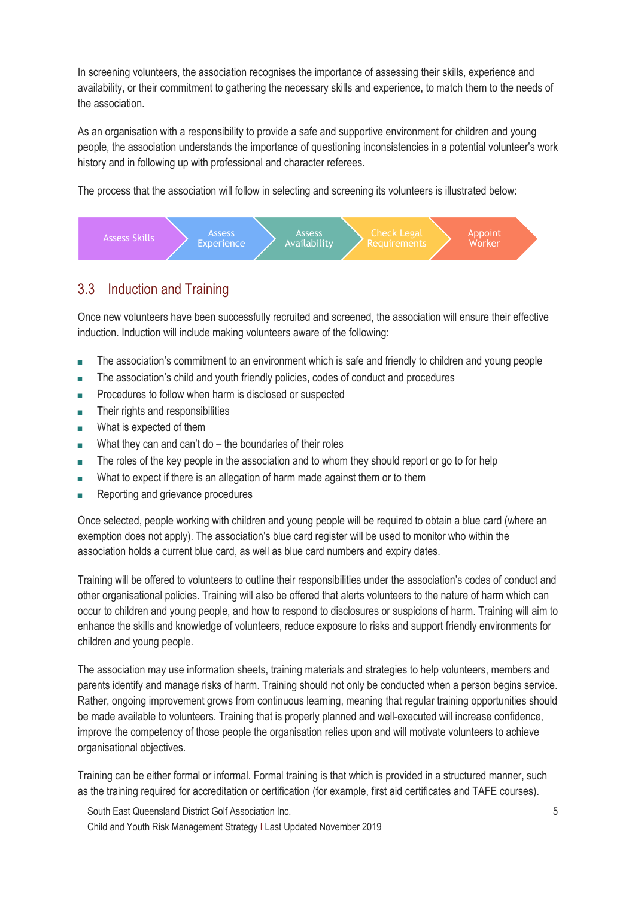In screening volunteers, the association recognises the importance of assessing their skills, experience and availability, or their commitment to gathering the necessary skills and experience, to match them to the needs of the association.

As an organisation with a responsibility to provide a safe and supportive environment for children and young people, the association understands the importance of questioning inconsistencies in a potential volunteer's work history and in following up with professional and character referees.

The process that the association will follow in selecting and screening its volunteers is illustrated below:

Assess Skills → Assess Experience → Assess Availability → Check Legal Requirements → Appoint Worker

## 3.3 Induction and Training

Once new volunteers have been successfully recruited and screened, the association will ensure their effective induction. Induction will include making volunteers aware of the following:

- The association's commitment to an environment which is safe and friendly to children and young people
- The association's child and youth friendly policies, codes of conduct and procedures
- Procedures to follow when harm is disclosed or suspected
- Their rights and responsibilities
- What is expected of them
- What they can and can't do – the boundaries of their roles
- The roles of the key people in the association and to whom they should report or go to for help
- What to expect if there is an allegation of harm made against them or to them
- Reporting and grievance procedures

Once selected, people working with children and young people will be required to obtain a blue card (where an exemption does not apply). The association's blue card register will be used to monitor who within the association holds a current blue card, as well as blue card numbers and expiry dates.

Training will be offered to volunteers to outline their responsibilities under the association's codes of conduct and other organisational policies. Training will also be offered that alerts volunteers to the nature of harm which can occur to children and young people, and how to respond to disclosures or suspicions of harm. Training will aim to enhance the skills and knowledge of volunteers, reduce exposure to risks and support friendly environments for children and young people.

The association may use information sheets, training materials and strategies to help volunteers, members and parents identify and manage risks of harm. Training should not only be conducted when a person begins service. Rather, ongoing improvement grows from continuous learning, meaning that regular training opportunities should be made available to volunteers. Training that is properly planned and well-executed will increase confidence, improve the competency of those people the organisation relies upon and will motivate volunteers to achieve organisational objectives.

Training can be either formal or informal. Formal training is that which is provided in a structured manner, such as the training required for accreditation or certification (for example, first aid certificates and TAFE courses).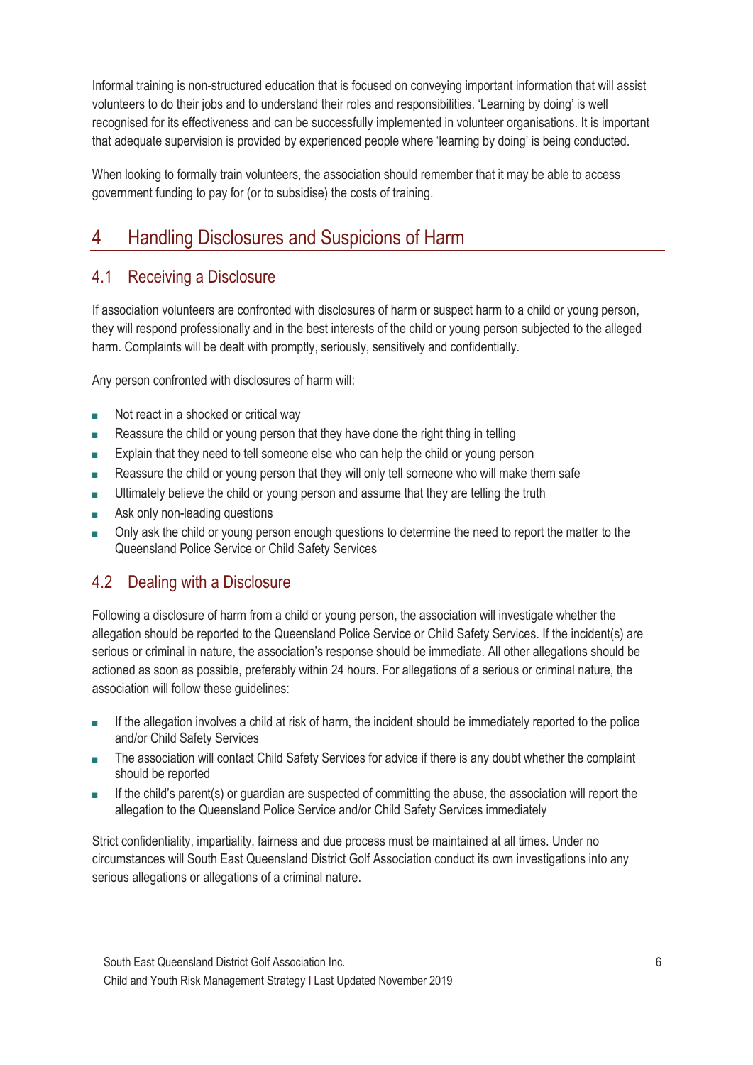Informal training is non-structured education that is focused on conveying important information that will assist volunteers to do their jobs and to understand their roles and responsibilities. 'Learning by doing' is well recognised for its effectiveness and can be successfully implemented in volunteer organisations. It is important that adequate supervision is provided by experienced people where 'learning by doing' is being conducted.

When looking to formally train volunteers, the association should remember that it may be able to access government funding to pay for (or to subsidise) the costs of training.

# 4 Handling Disclosures and Suspicions of Harm

## 4.1 Receiving a Disclosure

If association volunteers are confronted with disclosures of harm or suspect harm to a child or young person, they will respond professionally and in the best interests of the child or young person subjected to the alleged harm. Complaints will be dealt with promptly, seriously, sensitively and confidentially.

Any person confronted with disclosures of harm will:

- Not react in a shocked or critical way
- Reassure the child or young person that they have done the right thing in telling
- Explain that they need to tell someone else who can help the child or young person
- Reassure the child or young person that they will only tell someone who will make them safe
- Ultimately believe the child or young person and assume that they are telling the truth
- Ask only non-leading questions
- Only ask the child or young person enough questions to determine the need to report the matter to the Queensland Police Service or Child Safety Services

## 4.2 Dealing with a Disclosure

Following a disclosure of harm from a child or young person, the association will investigate whether the allegation should be reported to the Queensland Police Service or Child Safety Services. If the incident(s) are serious or criminal in nature, the association's response should be immediate. All other allegations should be actioned as soon as possible, preferably within 24 hours. For allegations of a serious or criminal nature, the association will follow these guidelines:

- If the allegation involves a child at risk of harm, the incident should be immediately reported to the police and/or Child Safety Services
- The association will contact Child Safety Services for advice if there is any doubt whether the complaint should be reported
- If the child's parent(s) or guardian are suspected of committing the abuse, the association will report the allegation to the Queensland Police Service and/or Child Safety Services immediately

Strict confidentiality, impartiality, fairness and due process must be maintained at all times. Under no circumstances will South East Queensland District Golf Association conduct its own investigations into any serious allegations or allegations of a criminal nature.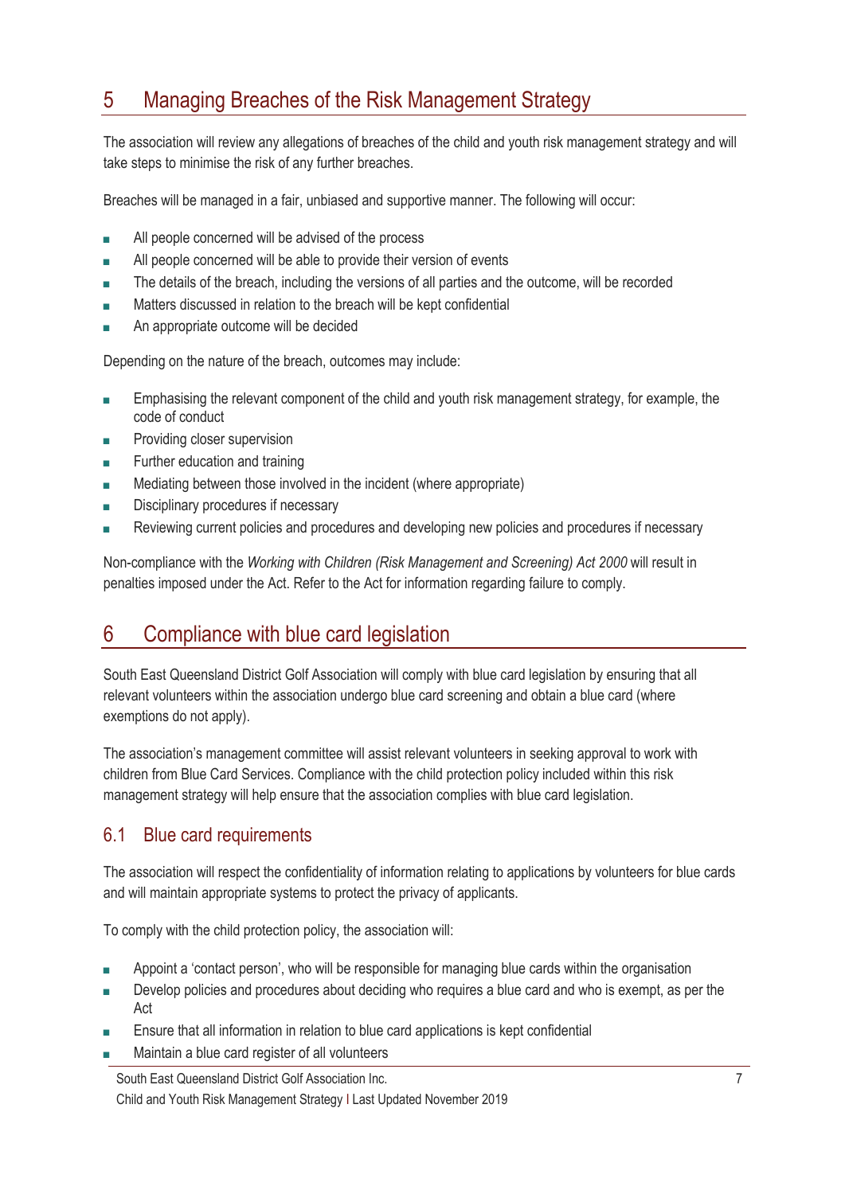# 5 Managing Breaches of the Risk Management Strategy

The association will review any allegations of breaches of the child and youth risk management strategy and will take steps to minimise the risk of any further breaches.

Breaches will be managed in a fair, unbiased and supportive manner. The following will occur:

- All people concerned will be advised of the process
- All people concerned will be able to provide their version of events
- The details of the breach, including the versions of all parties and the outcome, will be recorded
- Matters discussed in relation to the breach will be kept confidential
- An appropriate outcome will be decided

Depending on the nature of the breach, outcomes may include:

- Emphasising the relevant component of the child and youth risk management strategy, for example, the code of conduct
- Providing closer supervision
- Further education and training
- Mediating between those involved in the incident (where appropriate)
- Disciplinary procedures if necessary
- Reviewing current policies and procedures and developing new policies and procedures if necessary

Non-compliance with the *Working with Children (Risk Management and Screening) Act 2000* will result in penalties imposed under the Act. Refer to the Act for information regarding failure to comply.

# 6 Compliance with blue card legislation

South East Queensland District Golf Association will comply with blue card legislation by ensuring that all relevant volunteers within the association undergo blue card screening and obtain a blue card (where exemptions do not apply).

The association's management committee will assist relevant volunteers in seeking approval to work with children from Blue Card Services. Compliance with the child protection policy included within this risk management strategy will help ensure that the association complies with blue card legislation.

## 6.1 Blue card requirements

The association will respect the confidentiality of information relating to applications by volunteers for blue cards and will maintain appropriate systems to protect the privacy of applicants.

To comply with the child protection policy, the association will:

- Appoint a 'contact person', who will be responsible for managing blue cards within the organisation
- Develop policies and procedures about deciding who requires a blue card and who is exempt, as per the Act
- Ensure that all information in relation to blue card applications is kept confidential
- Maintain a blue card register of all volunteers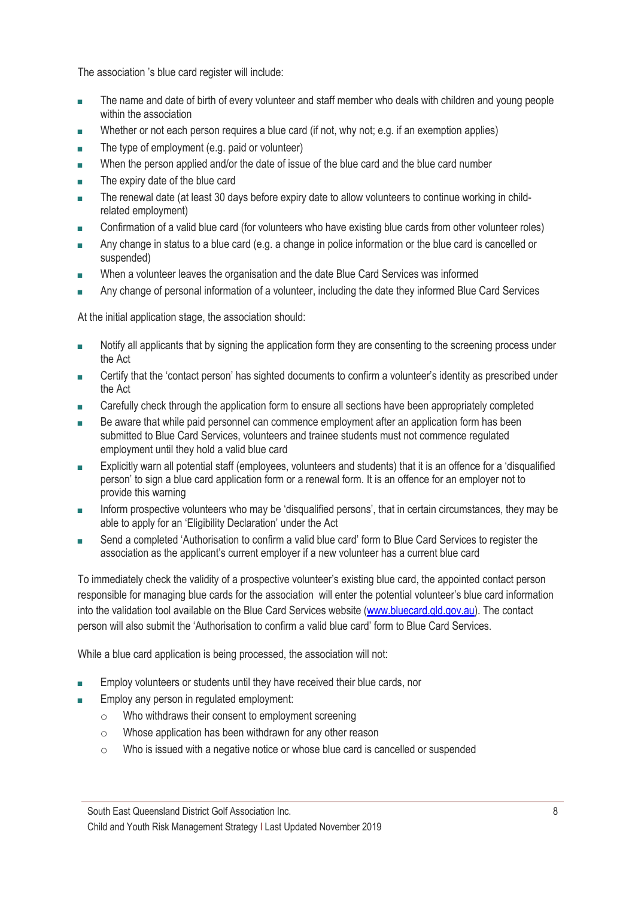The association 's blue card register will include:

- The name and date of birth of every volunteer and staff member who deals with children and young people within the association
- Whether or not each person requires a blue card (if not, why not; e.g. if an exemption applies)
- The type of employment (e.g. paid or volunteer)
- When the person applied and/or the date of issue of the blue card and the blue card number
- The expiry date of the blue card
- The renewal date (at least 30 days before expiry date to allow volunteers to continue working in child-related employment)
- Confirmation of a valid blue card (for volunteers who have existing blue cards from other volunteer roles)
- Any change in status to a blue card (e.g. a change in police information or the blue card is cancelled or suspended)
- When a volunteer leaves the organisation and the date Blue Card Services was informed
- Any change of personal information of a volunteer, including the date they informed Blue Card Services

At the initial application stage, the association should:

- Notify all applicants that by signing the application form they are consenting to the screening process under the Act
- Certify that the 'contact person' has sighted documents to confirm a volunteer's identity as prescribed under the Act
- Carefully check through the application form to ensure all sections have been appropriately completed
- Be aware that while paid personnel can commence employment after an application form has been submitted to Blue Card Services, volunteers and trainee students must not commence regulated employment until they hold a valid blue card
- Explicitly warn all potential staff (employees, volunteers and students) that it is an offence for a 'disqualified person' to sign a blue card application form or a renewal form. It is an offence for an employer not to provide this warning
- Inform prospective volunteers who may be 'disqualified persons', that in certain circumstances, they may be able to apply for an 'Eligibility Declaration' under the Act
- Send a completed 'Authorisation to confirm a valid blue card' form to Blue Card Services to register the association as the applicant's current employer if a new volunteer has a current blue card

To immediately check the validity of a prospective volunteer's existing blue card, the appointed contact person responsible for managing blue cards for the association will enter the potential volunteer's blue card information into the validation tool available on the Blue Card Services website (www.bluecard.qld.gov.au). The contact person will also submit the 'Authorisation to confirm a valid blue card' form to Blue Card Services.

While a blue card application is being processed, the association will not:

- Employ volunteers or students until they have received their blue cards, nor
- Employ any person in regulated employment:
  - Who withdraws their consent to employment screening
  - Whose application has been withdrawn for any other reason
  - Who is issued with a negative notice or whose blue card is cancelled or suspended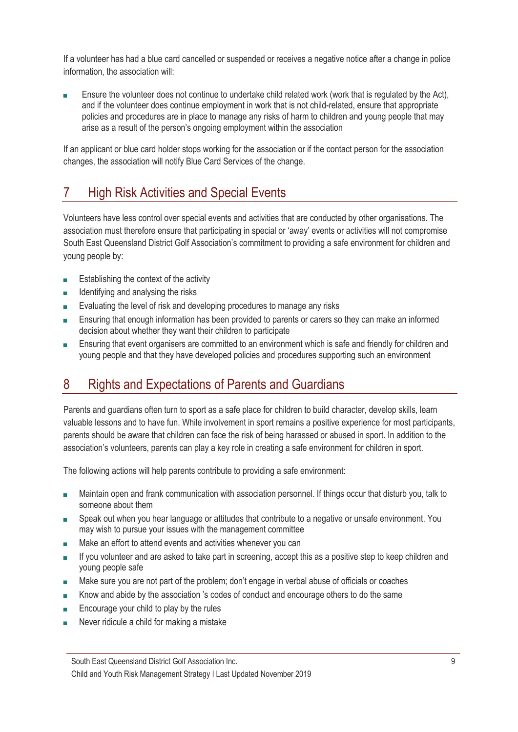If a volunteer has had a blue card cancelled or suspended or receives a negative notice after a change in police information, the association will:

- Ensure the volunteer does not continue to undertake child related work (work that is regulated by the Act), and if the volunteer does continue employment in work that is not child-related, ensure that appropriate policies and procedures are in place to manage any risks of harm to children and young people that may arise as a result of the person's ongoing employment within the association

If an applicant or blue card holder stops working for the association or if the contact person for the association changes, the association will notify Blue Card Services of the change.

## 7 High Risk Activities and Special Events

Volunteers have less control over special events and activities that are conducted by other organisations. The association must therefore ensure that participating in special or 'away' events or activities will not compromise South East Queensland District Golf Association's commitment to providing a safe environment for children and young people by:

- Establishing the context of the activity
- Identifying and analysing the risks
- Evaluating the level of risk and developing procedures to manage any risks
- Ensuring that enough information has been provided to parents or carers so they can make an informed decision about whether they want their children to participate
- Ensuring that event organisers are committed to an environment which is safe and friendly for children and young people and that they have developed policies and procedures supporting such an environment

## 8 Rights and Expectations of Parents and Guardians

Parents and guardians often turn to sport as a safe place for children to build character, develop skills, learn valuable lessons and to have fun. While involvement in sport remains a positive experience for most participants, parents should be aware that children can face the risk of being harassed or abused in sport. In addition to the association's volunteers, parents can play a key role in creating a safe environment for children in sport.

The following actions will help parents contribute to providing a safe environment:

- Maintain open and frank communication with association personnel. If things occur that disturb you, talk to someone about them
- Speak out when you hear language or attitudes that contribute to a negative or unsafe environment. You may wish to pursue your issues with the management committee
- Make an effort to attend events and activities whenever you can
- If you volunteer and are asked to take part in screening, accept this as a positive step to keep children and young people safe
- Make sure you are not part of the problem; don't engage in verbal abuse of officials or coaches
- Know and abide by the association 's codes of conduct and encourage others to do the same
- Encourage your child to play by the rules
- Never ridicule a child for making a mistake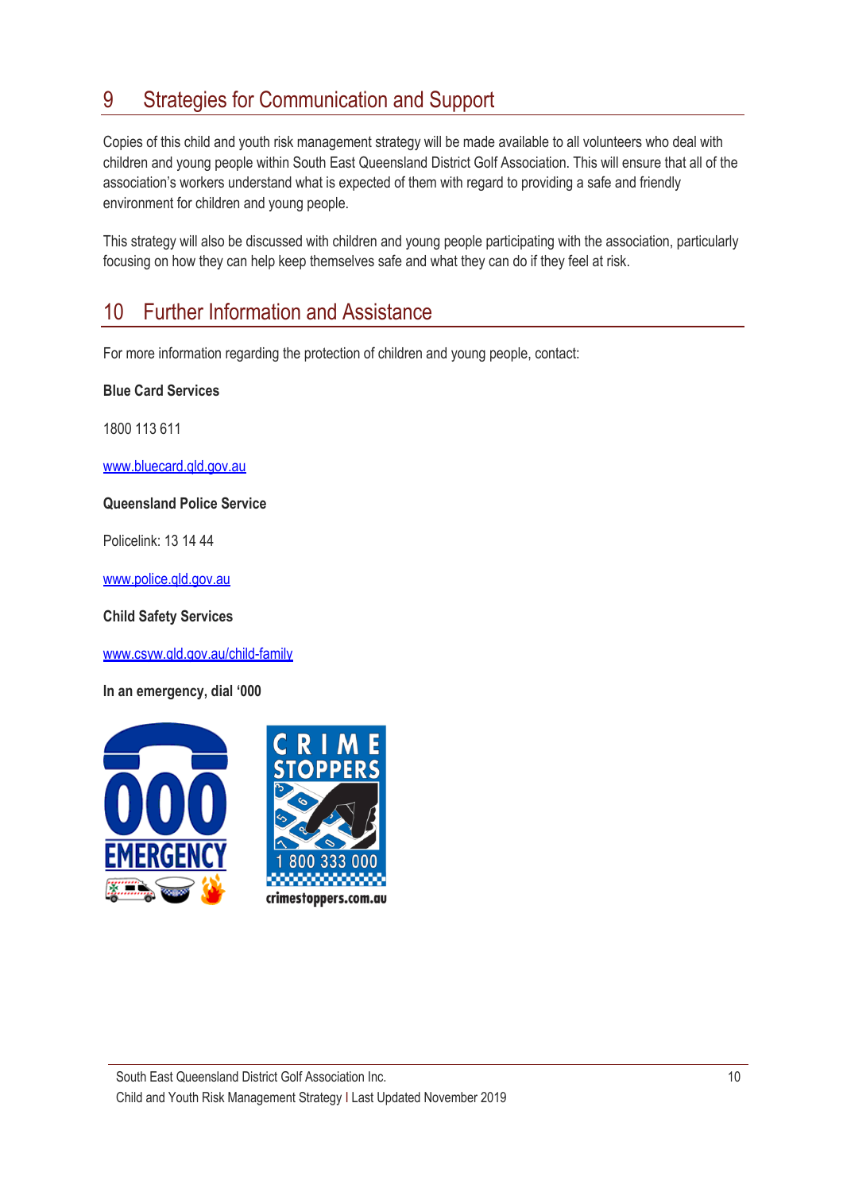## 9 Strategies for Communication and Support

Copies of this child and youth risk management strategy will be made available to all volunteers who deal with children and young people within South East Queensland District Golf Association. This will ensure that all of the association's workers understand what is expected of them with regard to providing a safe and friendly environment for children and young people.

This strategy will also be discussed with children and young people participating with the association, particularly focusing on how they can help keep themselves safe and what they can do if they feel at risk.

## 10 Further Information and Assistance

For more information regarding the protection of children and young people, contact:

**Blue Card Services**

1800 113 611

www.bluecard.qld.gov.au

**Queensland Police Service**

Policelink: 13 14 44

www.police.qld.gov.au

**Child Safety Services**

www.csyw.qld.gov.au/child-family

**In an emergency, dial '000**